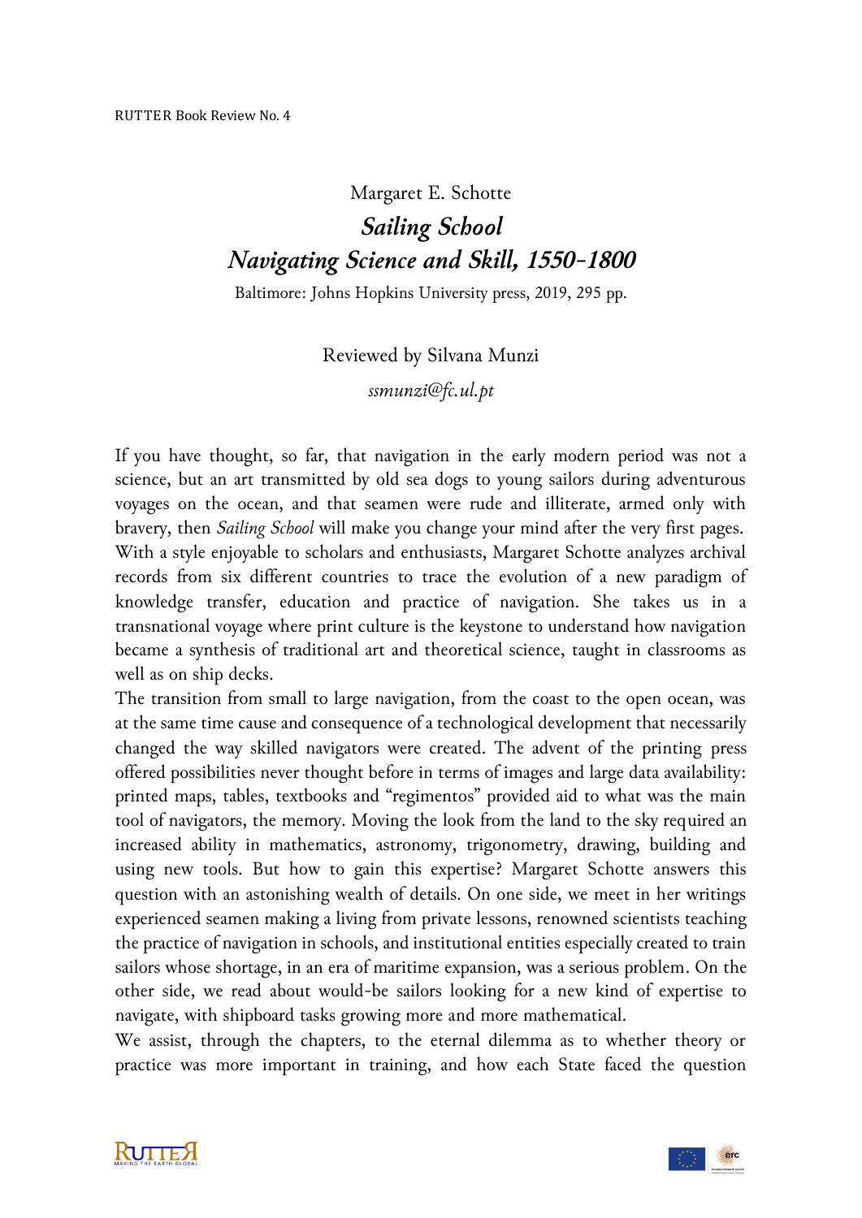RUTTER Book Review No. 4

Margaret E. Schotte

# *Sailing School*
# *Navigating Science and Skill, 1550-1800*

Baltimore: Johns Hopkins University press, 2019, 295 pp.

Reviewed by Silvana Munzi

*ssmunzi@fc.ul.pt*

If you have thought, so far, that navigation in the early modern period was not a science, but an art transmitted by old sea dogs to young sailors during adventurous voyages on the ocean, and that seamen were rude and illiterate, armed only with bravery, then *Sailing School* will make you change your mind after the very first pages. With a style enjoyable to scholars and enthusiasts, Margaret Schotte analyzes archival records from six different countries to trace the evolution of a new paradigm of knowledge transfer, education and practice of navigation. She takes us in a transnational voyage where print culture is the keystone to understand how navigation became a synthesis of traditional art and theoretical science, taught in classrooms as well as on ship decks.

The transition from small to large navigation, from the coast to the open ocean, was at the same time cause and consequence of a technological development that necessarily changed the way skilled navigators were created. The advent of the printing press offered possibilities never thought before in terms of images and large data availability: printed maps, tables, textbooks and "regimentos" provided aid to what was the main tool of navigators, the memory. Moving the look from the land to the sky required an increased ability in mathematics, astronomy, trigonometry, drawing, building and using new tools. But how to gain this expertise? Margaret Schotte answers this question with an astonishing wealth of details. On one side, we meet in her writings experienced seamen making a living from private lessons, renowned scientists teaching the practice of navigation in schools, and institutional entities especially created to train sailors whose shortage, in an era of maritime expansion, was a serious problem. On the other side, we read about would-be sailors looking for a new kind of expertise to navigate, with shipboard tasks growing more and more mathematical.

We assist, through the chapters, to the eternal dilemma as to whether theory or practice was more important in training, and how each State faced the question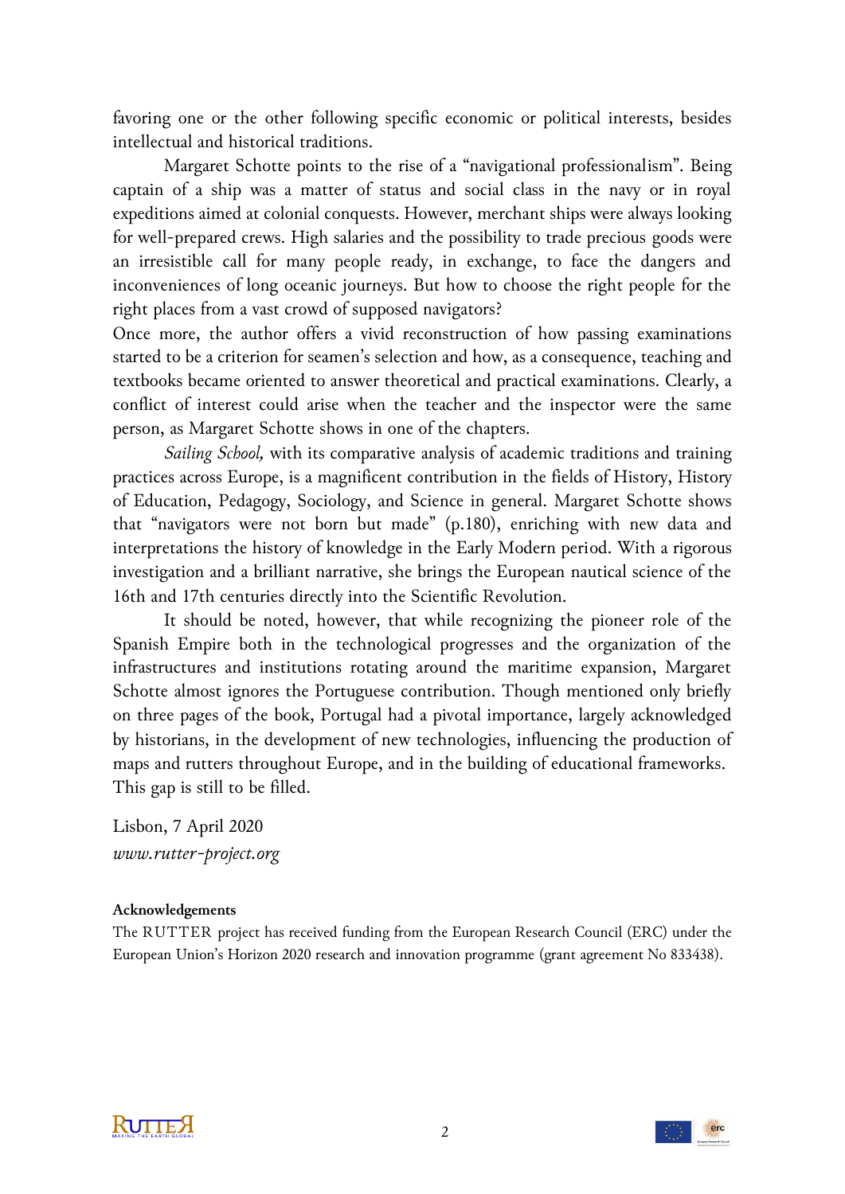favoring one or the other following specific economic or political interests, besides intellectual and historical traditions.

Margaret Schotte points to the rise of a "navigational professionalism". Being captain of a ship was a matter of status and social class in the navy or in royal expeditions aimed at colonial conquests. However, merchant ships were always looking for well-prepared crews. High salaries and the possibility to trade precious goods were an irresistible call for many people ready, in exchange, to face the dangers and inconveniences of long oceanic journeys. But how to choose the right people for the right places from a vast crowd of supposed navigators?

Once more, the author offers a vivid reconstruction of how passing examinations started to be a criterion for seamen's selection and how, as a consequence, teaching and textbooks became oriented to answer theoretical and practical examinations. Clearly, a conflict of interest could arise when the teacher and the inspector were the same person, as Margaret Schotte shows in one of the chapters.

*Sailing School,* with its comparative analysis of academic traditions and training practices across Europe, is a magnificent contribution in the fields of History, History of Education, Pedagogy, Sociology, and Science in general. Margaret Schotte shows that "navigators were not born but made" (p.180), enriching with new data and interpretations the history of knowledge in the Early Modern period. With a rigorous investigation and a brilliant narrative, she brings the European nautical science of the 16th and 17th centuries directly into the Scientific Revolution.

It should be noted, however, that while recognizing the pioneer role of the Spanish Empire both in the technological progresses and the organization of the infrastructures and institutions rotating around the maritime expansion, Margaret Schotte almost ignores the Portuguese contribution. Though mentioned only briefly on three pages of the book, Portugal had a pivotal importance, largely acknowledged by historians, in the development of new technologies, influencing the production of maps and rutters throughout Europe, and in the building of educational frameworks. This gap is still to be filled.

Lisbon, 7 April 2020
*www.rutter-project.org*

**Acknowledgements**
The RUTTER project has received funding from the European Research Council (ERC) under the European Union's Horizon 2020 research and innovation programme (grant agreement No 833438).